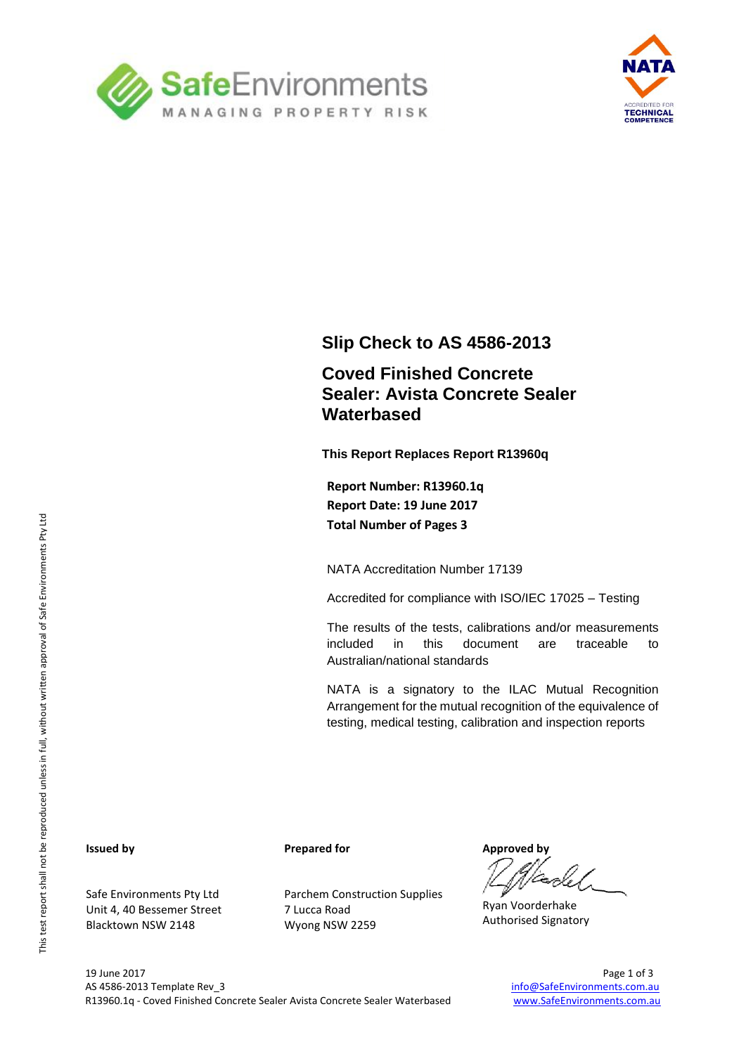# Slip Check to AS 4586-2013

## Coved Finished Concrete Sealer: Avista Concrete Sealer Waterbased

**This Report Replaces Report R13960q**

**Report Number: R13960.1q**
**Report Date: 19 June 2017**
**Total Number of Pages 3**

NATA Accreditation Number 17139

Accredited for compliance with ISO/IEC 17025 – Testing

The results of the tests, calibrations and/or measurements included in this document are traceable to Australian/national standards

NATA is a signatory to the ILAC Mutual Recognition Arrangement for the mutual recognition of the equivalence of testing, medical testing, calibration and inspection reports

This test report shall not be reproduced unless in full, without written approval of Safe Environments Pty Ltd

**Issued by**

Safe Environments Pty Ltd
Unit 4, 40 Bessemer Street
Blacktown NSW 2148

**Prepared for**

Parchem Construction Supplies
7 Lucca Road
Wyong NSW 2259

**Approved by**

Ryan Voorderhake
Authorised Signatory

19 June 2017
AS 4586-2013 Template Rev_3
R13960.1q - Coved Finished Concrete Sealer Avista Concrete Sealer Waterbased

info@SafeEnvironments.com.au
www.SafeEnvironments.com.au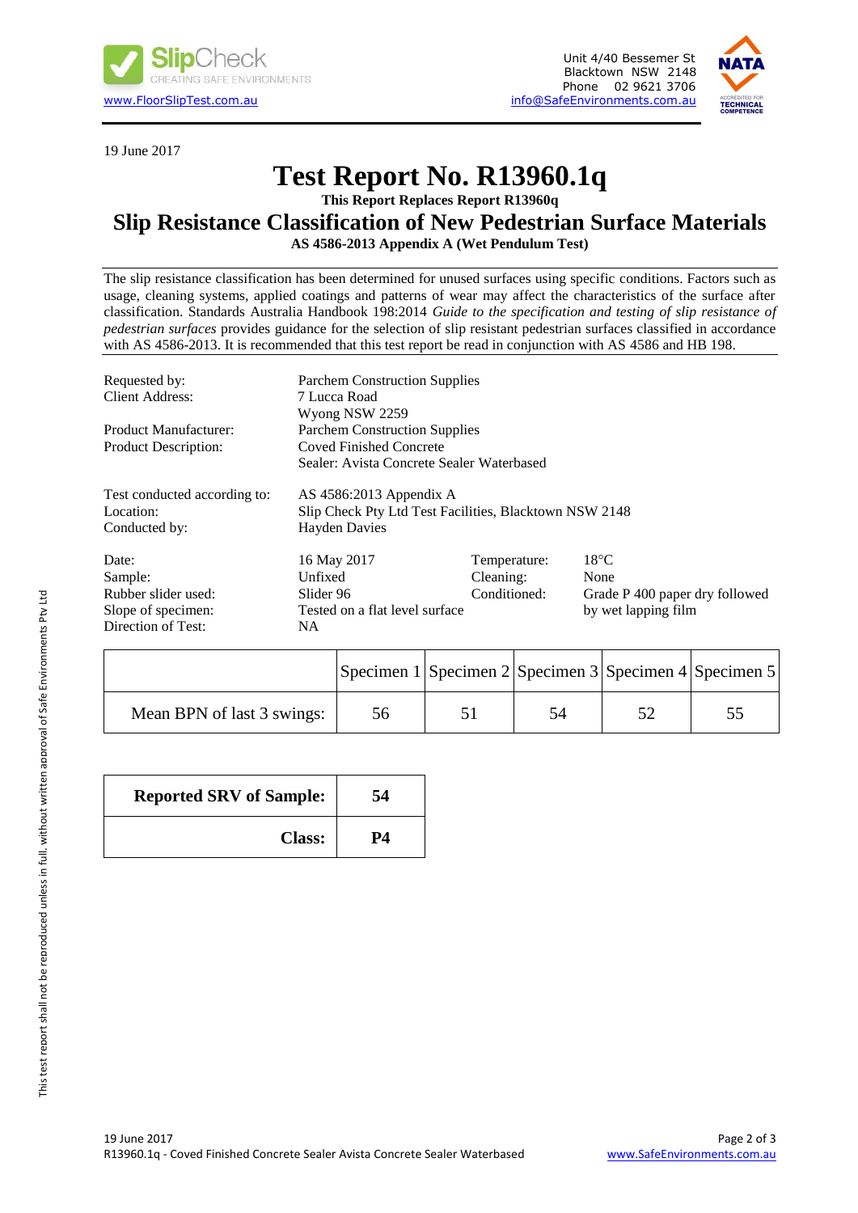SlipCheck
CREATING SAFE ENVIRONMENTS
www.FloorSlipTest.com.au

Unit 4/40 Bessemer St
Blacktown NSW 2148
Phone 02 9621 3706
info@SafeEnvironments.com.au

19 June 2017

# Test Report No. R13960.1q

**This Report Replaces Report R13960q**

## Slip Resistance Classification of New Pedestrian Surface Materials

**AS 4586-2013 Appendix A (Wet Pendulum Test)**

The slip resistance classification has been determined for unused surfaces using specific conditions. Factors such as usage, cleaning systems, applied coatings and patterns of wear may affect the characteristics of the surface after classification. Standards Australia Handbook 198:2014 *Guide to the specification and testing of slip resistance of pedestrian surfaces* provides guidance for the selection of slip resistant pedestrian surfaces classified in accordance with AS 4586-2013. It is recommended that this test report be read in conjunction with AS 4586 and HB 198.

| | |
|---|---|
| Requested by: | Parchem Construction Supplies |
| Client Address: | 7 Lucca Road<br>Wyong NSW 2259 |
| Product Manufacturer: | Parchem Construction Supplies |
| Product Description: | Coved Finished Concrete<br>Sealer: Avista Concrete Sealer Waterbased |

| | |
|---|---|
| Test conducted according to: | AS 4586:2013 Appendix A |
| Location: | Slip Check Pty Ltd Test Facilities, Blacktown NSW 2148 |
| Conducted by: | Hayden Davies |

| | | | |
|---|---|---|---|
| Date: | 16 May 2017 | Temperature: | 18°C |
| Sample: | Unfixed | Cleaning: | None |
| Rubber slider used: | Slider 96 | Conditioned: | Grade P 400 paper dry followed by wet lapping film |
| Slope of specimen: | Tested on a flat level surface | | |
| Direction of Test: | NA | | |

| | Specimen 1 | Specimen 2 | Specimen 3 | Specimen 4 | Specimen 5 |
|---|---|---|---|---|---|
| Mean BPN of last 3 swings: | 56 | 51 | 54 | 52 | 55 |

| | |
|---|---|
| **Reported SRV of Sample:** | **54** |
| **Class:** | **P4** |

This test report shall not be reproduced unless in full, without written approval of Safe Environments Pty Ltd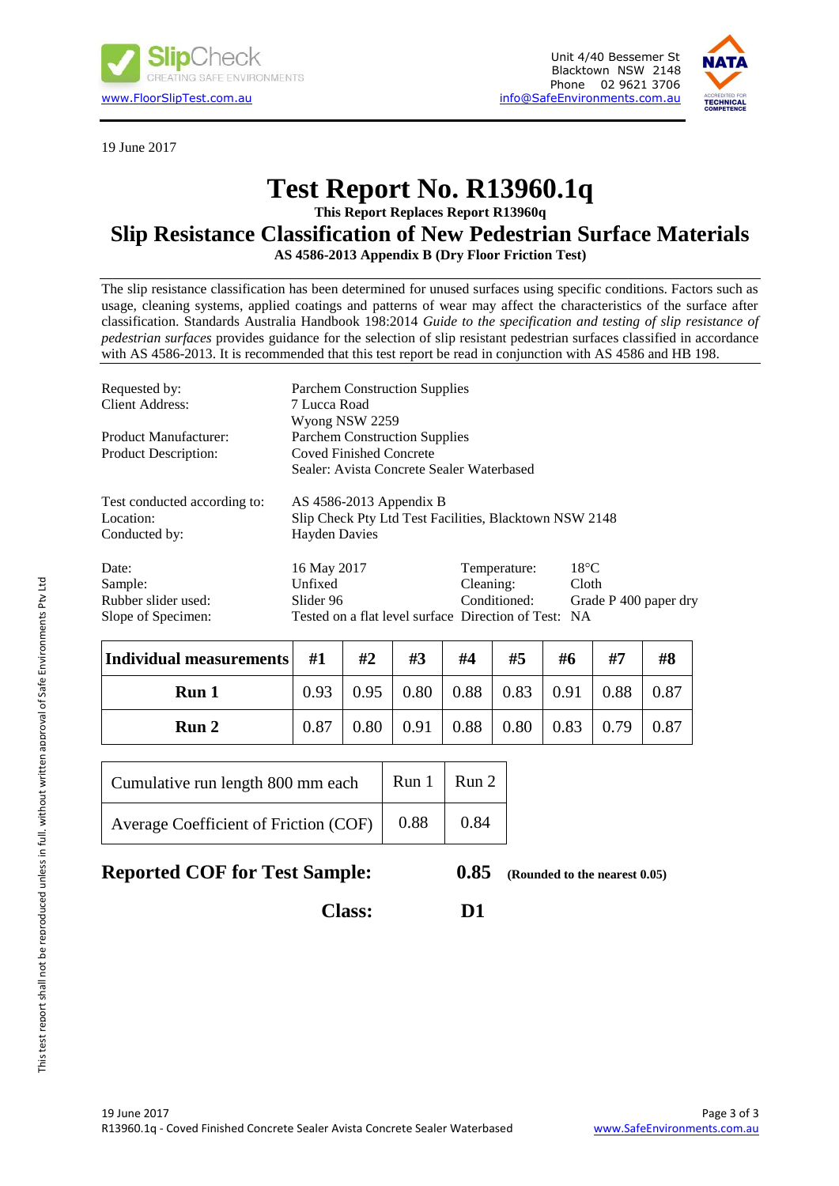SlipCheck
CREATING SAFE ENVIRONMENTS
www.FloorSlipTest.com.au

Unit 4/40 Bessemer St
Blacktown NSW 2148
Phone 02 9621 3706
info@SafeEnvironments.com.au

19 June 2017

# Test Report No. R13960.1q

**This Report Replaces Report R13960q**

## Slip Resistance Classification of New Pedestrian Surface Materials

**AS 4586-2013 Appendix B (Dry Floor Friction Test)**

The slip resistance classification has been determined for unused surfaces using specific conditions. Factors such as usage, cleaning systems, applied coatings and patterns of wear may affect the characteristics of the surface after classification. Standards Australia Handbook 198:2014 *Guide to the specification and testing of slip resistance of pedestrian surfaces* provides guidance for the selection of slip resistant pedestrian surfaces classified in accordance with AS 4586-2013. It is recommended that this test report be read in conjunction with AS 4586 and HB 198.

| | |
|---|---|
| Requested by: | Parchem Construction Supplies |
| Client Address: | 7 Lucca Road<br>Wyong NSW 2259 |
| Product Manufacturer: | Parchem Construction Supplies |
| Product Description: | Coved Finished Concrete<br>Sealer: Avista Concrete Sealer Waterbased |
| Test conducted according to: | AS 4586-2013 Appendix B |
| Location: | Slip Check Pty Ltd Test Facilities, Blacktown NSW 2148 |
| Conducted by: | Hayden Davies |

| | | | |
|---|---|---|---|
| Date: | 16 May 2017 | Temperature: | 18°C |
| Sample: | Unfixed | Cleaning: | Cloth |
| Rubber slider used: | Slider 96 | Conditioned: | Grade P 400 paper dry |
| Slope of Specimen: | Tested on a flat level surface | Direction of Test: | NA |

| Individual measurements | #1 | #2 | #3 | #4 | #5 | #6 | #7 | #8 |
|---|---|---|---|---|---|---|---|---|
| **Run 1** | 0.93 | 0.95 | 0.80 | 0.88 | 0.83 | 0.91 | 0.88 | 0.87 |
| **Run 2** | 0.87 | 0.80 | 0.91 | 0.88 | 0.80 | 0.83 | 0.79 | 0.87 |

| Cumulative run length 800 mm each | Run 1 | Run 2 |
|---|---|---|
| Average Coefficient of Friction (COF) | 0.88 | 0.84 |

**Reported COF for Test Sample: 0.85** **(Rounded to the nearest 0.05)**

**Class: D1**

This test report shall not be reproduced unless in full, without written approval of Safe Environments Pty Ltd